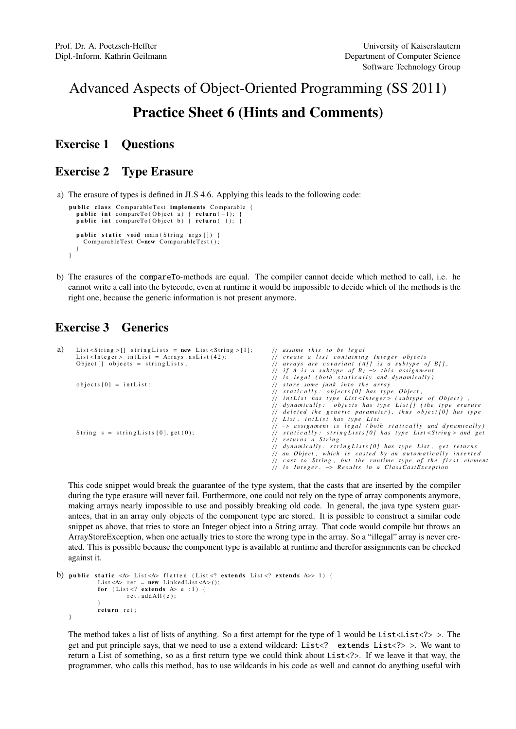Prof. Dr. A. Poetzsch-Heffter
Dipl.-Inform. Kathrin Geilmann

University of Kaiserslautern
Department of Computer Science
Software Technology Group

# Advanced Aspects of Object-Oriented Programming (SS 2011)

# Practice Sheet 6 (Hints and Comments)

## Exercise 1 Questions

## Exercise 2 Type Erasure

a) The erasure of types is defined in JLS 4.6. Applying this leads to the following code:

```
public class ComparableTest implements Comparable {
   public int compareTo(Object a) { return(-1); }
   public int compareTo(Object b) { return( 1); }

   public static void main(String args[]) {
      ComparableTest C=new ComparableTest();
   }
}
```

b) The erasures of the `compareTo`-methods are equal. The compiler cannot decide which method to call, i.e. he cannot write a call into the bytecode, even at runtime it would be impossible to decide which of the methods is the right one, because the generic information is not present anymore.

## Exercise 3 Generics

a)

```
List<String>[] stringLists = new List<String>[1];    // assume this to be legal
List<Integer> intList = Arrays.asList(42);           // create a list containing Integer objects
Object[] objects = stringLists;                      // arrays are covariant (A[] is a subtype of B[],
                                                     // if A is a subtype of B) -> this assignment
                                                     // is legal (both statically and dynamically)
objects[0] = intList;                                // store some junk into the array
                                                     // statically: objects[0] has type Object,
                                                     // intList has type List<Integer> (subtype of Object) ,
                                                     // dynamically:  objects has type List[] (the type erasure
                                                     // deleted the generic parameter), thus object[0] has type
                                                     // List, intList has type List
                                                     // -> assignment is legal (both statically and dynamically)
String s = stringLists[0].get(0);                    // statically: stringLists[0] has type List<String> and get
                                                     // returns a String
                                                     // dynamically: stringLists[0] has type List, get returns
                                                     // an Object, which is casted by an automatically inserted
                                                     // cast to String, but the runtime type of the first element
                                                     // is Integer. -> Results in a ClassCastException
```

This code snippet would break the guarantee of the type system, that the casts that are inserted by the compiler during the type erasure will never fail. Furthermore, one could not rely on the type of array components anymore, making arrays nearly impossible to use and possibly breaking old code. In general, the java type system guarantees, that in an array only objects of the component type are stored. It is possible to construct a similar code snippet as above, that tries to store an Integer object into a String array. That code would compile but throws an ArrayStoreException, when one actually tries to store the wrong type in the array. So a "illegal" array is never created. This is possible because the component type is available at runtime and therefor assignments can be checked against it.

b)

```
public static <A> List<A> flatten (List<? extends List<? extends A>> l) {
         List<A> ret = new LinkedList<A>();
         for (List<? extends A> e :l) {
                ret.addAll(e);
         }
         return ret;
}
```

The method takes a list of lists of anything. So a first attempt for the type of `l` would be `List<List<?> >`. The get and put principle says, that we need to use a extend wildcard: `List<?  extends List<?> >`. We want to return a List of something, so as a first return type we could think about `List<?>`. If we leave it that way, the programmer, who calls this method, has to use wildcards in his code as well and cannot do anything useful with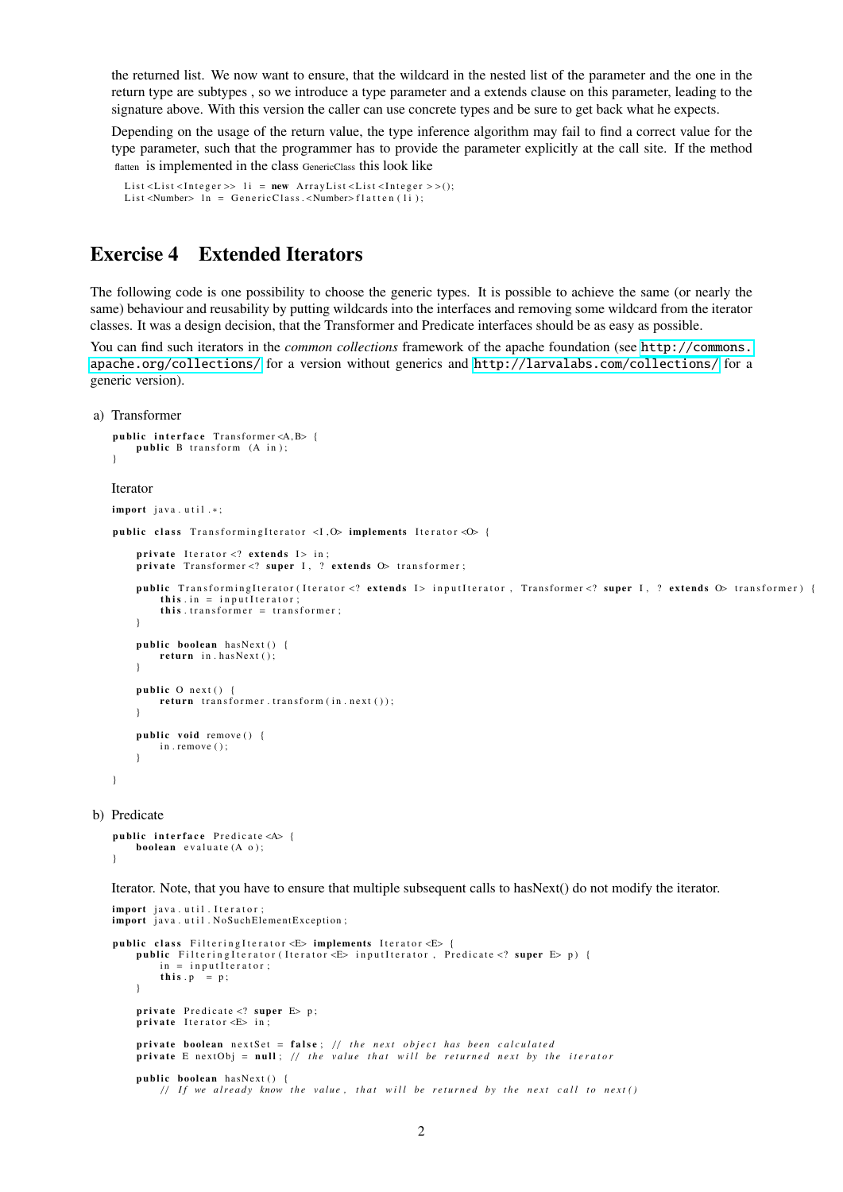the returned list. We now want to ensure, that the wildcard in the nested list of the parameter and the one in the return type are subtypes , so we introduce a type parameter and a extends clause on this parameter, leading to the signature above. With this version the caller can use concrete types and be sure to get back what he expects.

Depending on the usage of the return value, the type inference algorithm may fail to find a correct value for the type parameter, such that the programmer has to provide the parameter explicitly at the call site. If the method flatten is implemented in the class GenericClass this look like

```
List<List<Integer>> li = new ArrayList<List<Integer>>();
List<Number> ln = GenericClass.<Number>flatten(li);
```

## Exercise 4 Extended Iterators

The following code is one possibility to choose the generic types. It is possible to achieve the same (or nearly the same) behaviour and reusability by putting wildcards into the interfaces and removing some wildcard from the iterator classes. It was a design decision, that the Transformer and Predicate interfaces should be as easy as possible.

You can find such iterators in the *common collections* framework of the apache foundation (see http://commons.apache.org/collections/ for a version without generics and http://larvalabs.com/collections/ for a generic version).

a) Transformer

```
public interface Transformer<A,B> {
    public B transform (A in);
}
```

Iterator

```
import java.util.*;

public class TransformingIterator <I,O> implements Iterator<O> {

    private Iterator<? extends I> in;
    private Transformer<? super I, ? extends O> transformer;

    public TransformingIterator(Iterator<? extends I> inputIterator, Transformer<? super I, ? extends O> transformer) {
        this.in = inputIterator;
        this.transformer = transformer;
    }

    public boolean hasNext() {
        return in.hasNext();
    }

    public O next() {
        return transformer.transform(in.next());
    }

    public void remove() {
        in.remove();
    }

}
```

b) Predicate

```
public interface Predicate<A> {
    boolean evaluate(A o);
}
```

Iterator. Note, that you have to ensure that multiple subsequent calls to hasNext() do not modify the iterator.

```
import java.util.Iterator;
import java.util.NoSuchElementException;

public class FilteringIterator<E> implements Iterator<E> {
    public FilteringIterator(Iterator<E> inputIterator, Predicate<? super E> p) {
        in = inputIterator;
        this.p = p;
    }

    private Predicate<? super E> p;
    private Iterator<E> in;

    private boolean nextSet = false; // the next object has been calculated
    private E nextObj = null; // the value that will be returned next by the iterator

    public boolean hasNext() {
        // If we already know the value, that will be returned by the next call to next()
```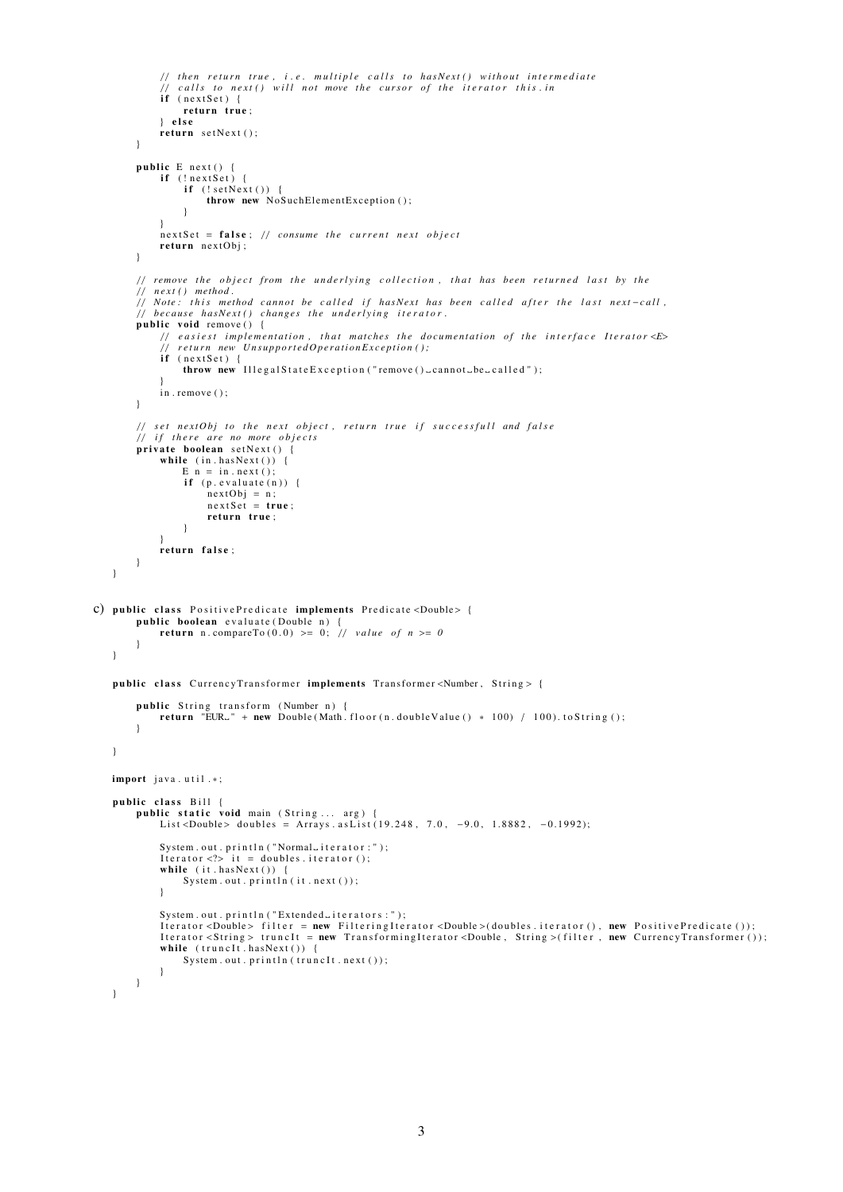```java
            // then return true, i.e. multiple calls to hasNext() without intermediate
            // calls to next() will not move the cursor of the iterator this.in
            if (nextSet) {
                return true;
            } else
            return setNext();
        }

        public E next() {
            if (!nextSet) {
                if (!setNext()) {
                    throw new NoSuchElementException();
                }
            }
            nextSet = false; // consume the current next object
            return nextObj;
        }

        // remove the object from the underlying collection, that has been returned last by the
        // next() method.
        // Note: this method cannot be called if hasNext has been called after the last next-call,
        // because hasNext() changes the underlying iterator.
        public void remove() {
            // easiest implementation, that matches the documentation of the interface Iterator<E>
            // return new UnsupportedOperationException();
            if (nextSet) {
                throw new IllegalStateException("remove() cannot be called");
            }
            in.remove();
        }

        // set nextObj to the next object, return true if successfull and false
        // if there are no more objects
        private boolean setNext() {
            while (in.hasNext()) {
                E n = in.next();
                if (p.evaluate(n)) {
                    nextObj = n;
                    nextSet = true;
                    return true;
                }
            }
            return false;
        }
    }
```

c)

```java
    public class PositivePredicate implements Predicate<Double> {
        public boolean evaluate(Double n) {
            return n.compareTo(0.0) >= 0; // value of n >= 0
        }
    }

    public class CurrencyTransformer implements Transformer<Number, String> {

        public String transform (Number n) {
            return "EUR " + new Double(Math.floor(n.doubleValue() * 100) / 100).toString();
        }

    }

    import java.util.*;

    public class Bill {
        public static void main (String... arg) {
            List<Double> doubles = Arrays.asList(19.248, 7.0, -9.0, 1.8882, -0.1992);

            System.out.println("Normal iterator:");
            Iterator<?> it = doubles.iterator();
            while (it.hasNext()) {
                System.out.println(it.next());
            }

            System.out.println("Extended iterators:");
            Iterator<Double> filter = new FilteringIterator<Double>(doubles.iterator(), new PositivePredicate());
            Iterator<String> truncIt = new TransformingIterator<Double, String>(filter, new CurrencyTransformer());
            while (truncIt.hasNext()) {
                System.out.println(truncIt.next());
            }
        }
    }
```